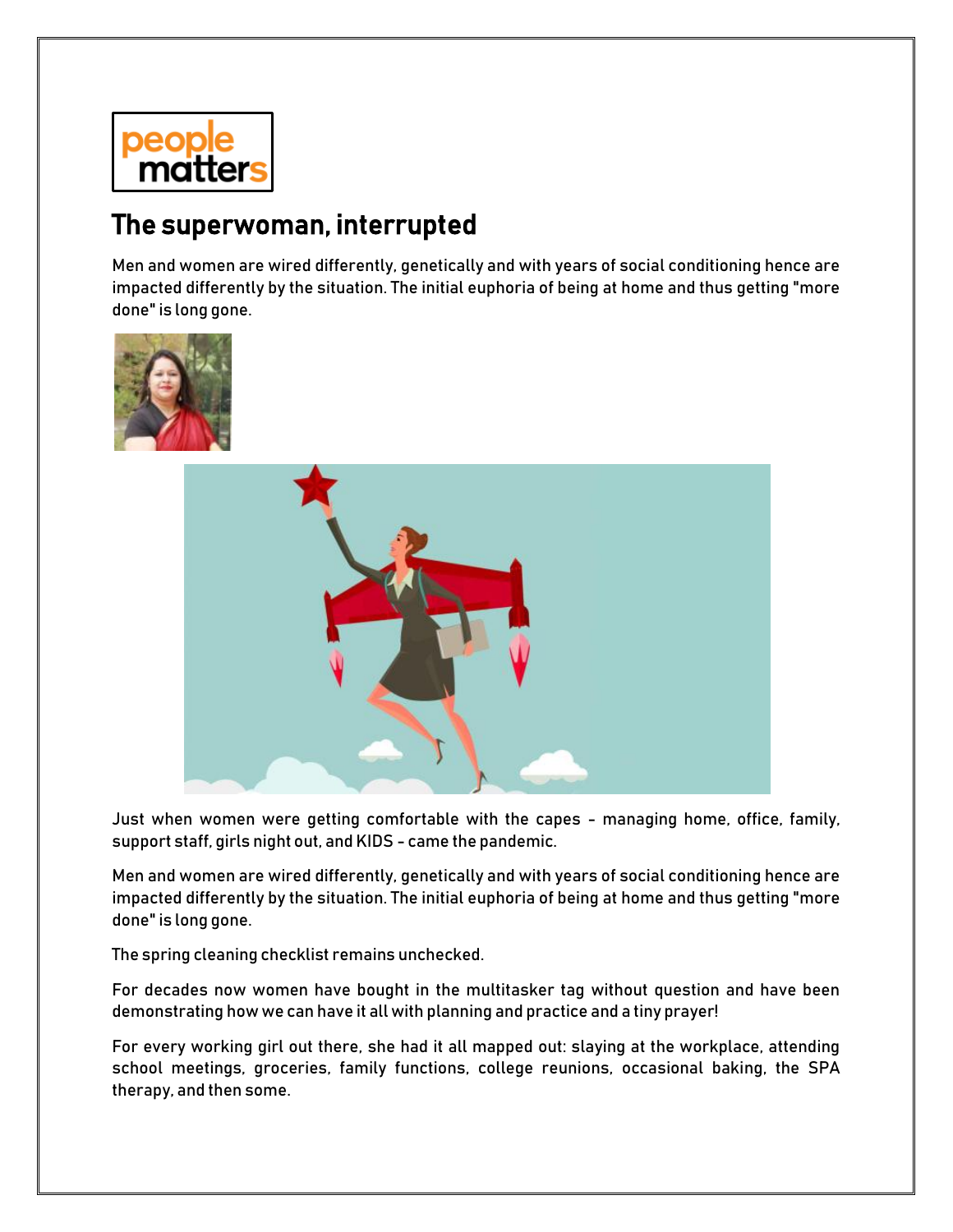people matters

# The superwoman, interrupted

Men and women are wired differently, genetically and with years of social conditioning hence are impacted differently by the situation. The initial euphoria of being at home and thus getting "more done" is long gone.

Just when women were getting comfortable with the capes - managing home, office, family, support staff, girls night out, and KIDS - came the pandemic.

Men and women are wired differently, genetically and with years of social conditioning hence are impacted differently by the situation. The initial euphoria of being at home and thus getting "more done" is long gone.

The spring cleaning checklist remains unchecked.

For decades now women have bought in the multitasker tag without question and have been demonstrating how we can have it all with planning and practice and a tiny prayer!

For every working girl out there, she had it all mapped out: slaying at the workplace, attending school meetings, groceries, family functions, college reunions, occasional baking, the SPA therapy, and then some.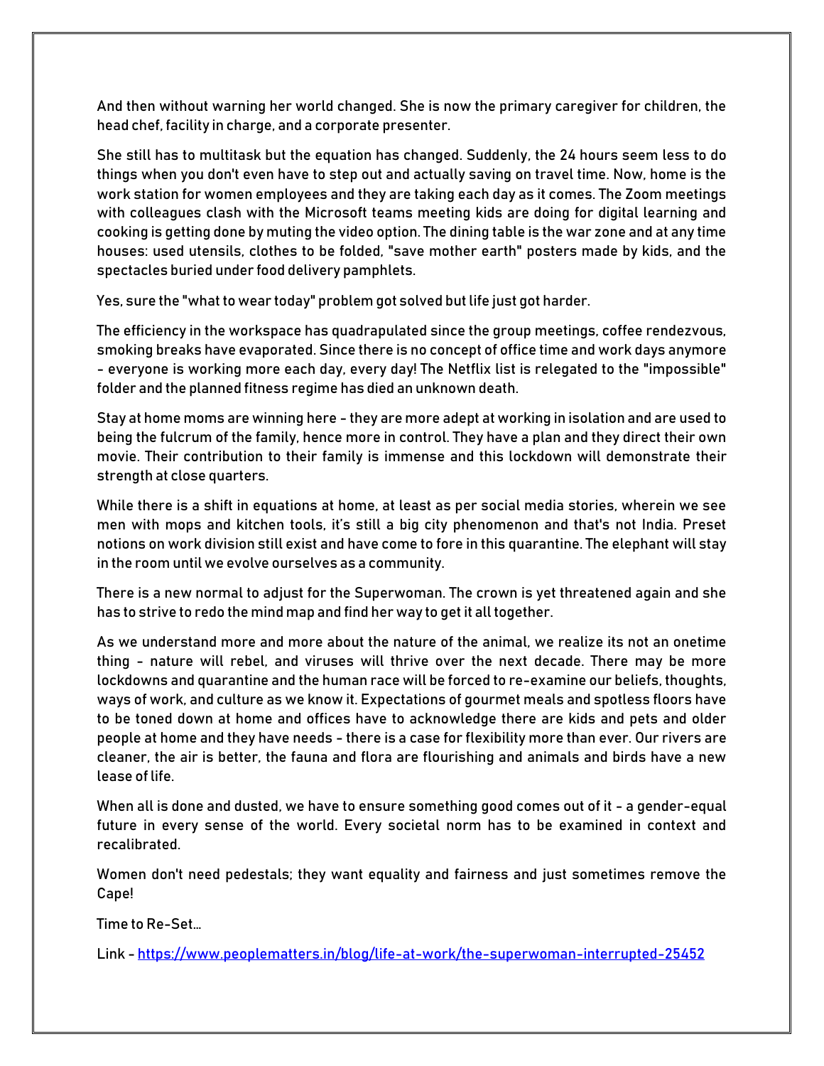And then without warning her world changed. She is now the primary caregiver for children, the head chef, facility in charge, and a corporate presenter.

She still has to multitask but the equation has changed. Suddenly, the 24 hours seem less to do things when you don't even have to step out and actually saving on travel time. Now, home is the work station for women employees and they are taking each day as it comes. The Zoom meetings with colleagues clash with the Microsoft teams meeting kids are doing for digital learning and cooking is getting done by muting the video option. The dining table is the war zone and at any time houses: used utensils, clothes to be folded, "save mother earth" posters made by kids, and the spectacles buried under food delivery pamphlets.

Yes, sure the "what to wear today" problem got solved but life just got harder.

The efficiency in the workspace has quadrapulated since the group meetings, coffee rendezvous, smoking breaks have evaporated. Since there is no concept of office time and work days anymore - everyone is working more each day, every day! The Netflix list is relegated to the "impossible" folder and the planned fitness regime has died an unknown death.

Stay at home moms are winning here - they are more adept at working in isolation and are used to being the fulcrum of the family, hence more in control. They have a plan and they direct their own movie. Their contribution to their family is immense and this lockdown will demonstrate their strength at close quarters.

While there is a shift in equations at home, at least as per social media stories, wherein we see men with mops and kitchen tools, it's still a big city phenomenon and that's not India. Preset notions on work division still exist and have come to fore in this quarantine. The elephant will stay in the room until we evolve ourselves as a community.

There is a new normal to adjust for the Superwoman. The crown is yet threatened again and she has to strive to redo the mind map and find her way to get it all together.

As we understand more and more about the nature of the animal, we realize its not an onetime thing - nature will rebel, and viruses will thrive over the next decade. There may be more lockdowns and quarantine and the human race will be forced to re-examine our beliefs, thoughts, ways of work, and culture as we know it. Expectations of gourmet meals and spotless floors have to be toned down at home and offices have to acknowledge there are kids and pets and older people at home and they have needs - there is a case for flexibility more than ever. Our rivers are cleaner, the air is better, the fauna and flora are flourishing and animals and birds have a new lease of life.

When all is done and dusted, we have to ensure something good comes out of it - a gender-equal future in every sense of the world. Every societal norm has to be examined in context and recalibrated.

Women don't need pedestals; they want equality and fairness and just sometimes remove the Cape!

Time to Re-Set…

Link - [https://www.peoplematters.in/blog/life-at-work/the-superwoman-interrupted-25452](https://www.peoplematters.in/blog/life-at-work/the-superwoman-interrupted-25452)